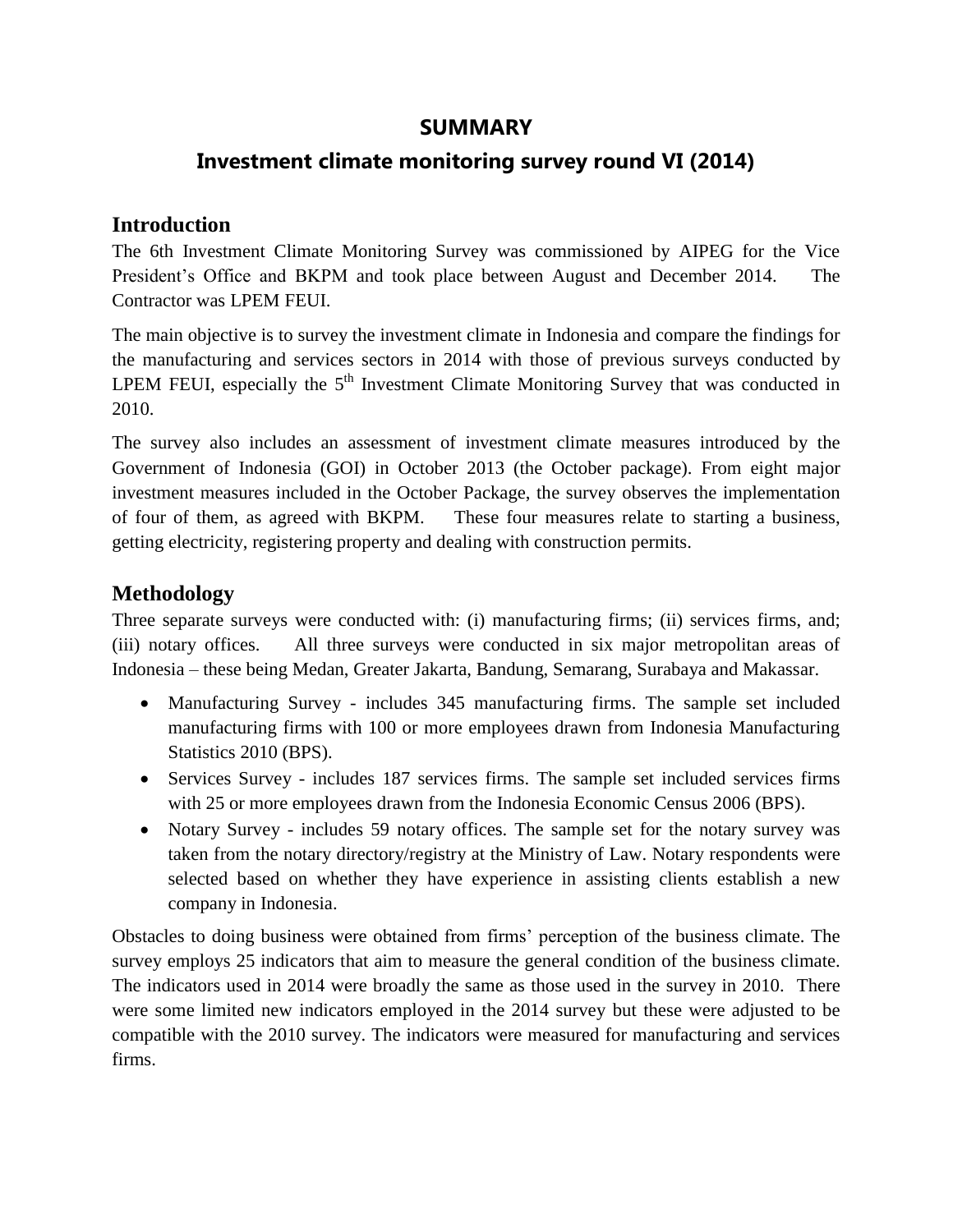# SUMMARY

## Investment climate monitoring survey round VI (2014)

### Introduction

The 6th Investment Climate Monitoring Survey was commissioned by AIPEG for the Vice President's Office and BKPM and took place between August and December 2014. The Contractor was LPEM FEUI.

The main objective is to survey the investment climate in Indonesia and compare the findings for the manufacturing and services sectors in 2014 with those of previous surveys conducted by LPEM FEUI, especially the 5th Investment Climate Monitoring Survey that was conducted in 2010.

The survey also includes an assessment of investment climate measures introduced by the Government of Indonesia (GOI) in October 2013 (the October package). From eight major investment measures included in the October Package, the survey observes the implementation of four of them, as agreed with BKPM. These four measures relate to starting a business, getting electricity, registering property and dealing with construction permits.

### Methodology

Three separate surveys were conducted with: (i) manufacturing firms; (ii) services firms, and; (iii) notary offices. All three surveys were conducted in six major metropolitan areas of Indonesia – these being Medan, Greater Jakarta, Bandung, Semarang, Surabaya and Makassar.

- Manufacturing Survey - includes 345 manufacturing firms. The sample set included manufacturing firms with 100 or more employees drawn from Indonesia Manufacturing Statistics 2010 (BPS).
- Services Survey - includes 187 services firms. The sample set included services firms with 25 or more employees drawn from the Indonesia Economic Census 2006 (BPS).
- Notary Survey - includes 59 notary offices. The sample set for the notary survey was taken from the notary directory/registry at the Ministry of Law. Notary respondents were selected based on whether they have experience in assisting clients establish a new company in Indonesia.

Obstacles to doing business were obtained from firms' perception of the business climate. The survey employs 25 indicators that aim to measure the general condition of the business climate. The indicators used in 2014 were broadly the same as those used in the survey in 2010. There were some limited new indicators employed in the 2014 survey but these were adjusted to be compatible with the 2010 survey. The indicators were measured for manufacturing and services firms.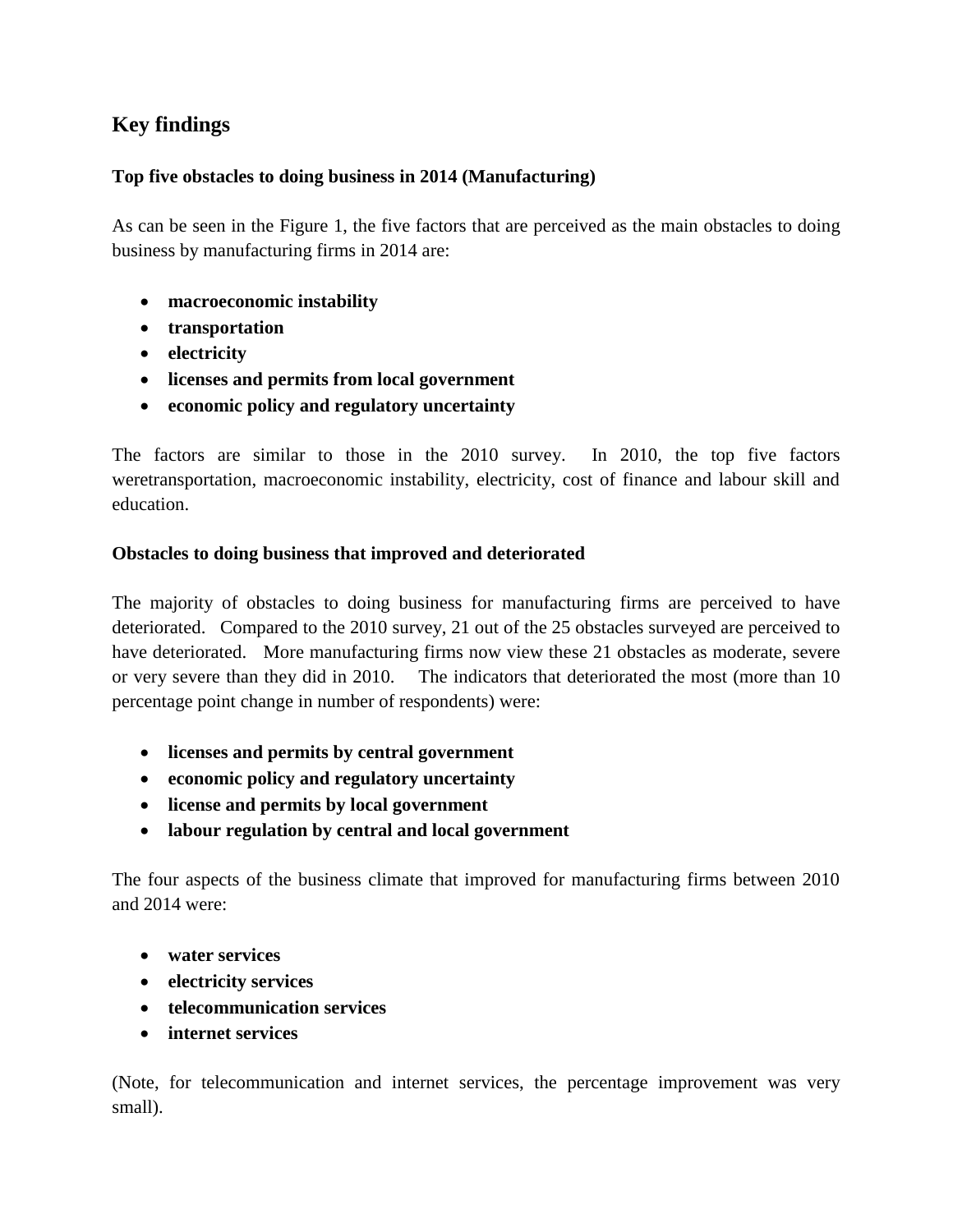## Key findings

### Top five obstacles to doing business in 2014 (Manufacturing)

As can be seen in the Figure 1, the five factors that are perceived as the main obstacles to doing business by manufacturing firms in 2014 are:

- **macroeconomic instability**
- **transportation**
- **electricity**
- **licenses and permits from local government**
- **economic policy and regulatory uncertainty**

The factors are similar to those in the 2010 survey. In 2010, the top five factors weretransportation, macroeconomic instability, electricity, cost of finance and labour skill and education.

### Obstacles to doing business that improved and deteriorated

The majority of obstacles to doing business for manufacturing firms are perceived to have deteriorated. Compared to the 2010 survey, 21 out of the 25 obstacles surveyed are perceived to have deteriorated. More manufacturing firms now view these 21 obstacles as moderate, severe or very severe than they did in 2010. The indicators that deteriorated the most (more than 10 percentage point change in number of respondents) were:

- **licenses and permits by central government**
- **economic policy and regulatory uncertainty**
- **license and permits by local government**
- **labour regulation by central and local government**

The four aspects of the business climate that improved for manufacturing firms between 2010 and 2014 were:

- **water services**
- **electricity services**
- **telecommunication services**
- **internet services**

(Note, for telecommunication and internet services, the percentage improvement was very small).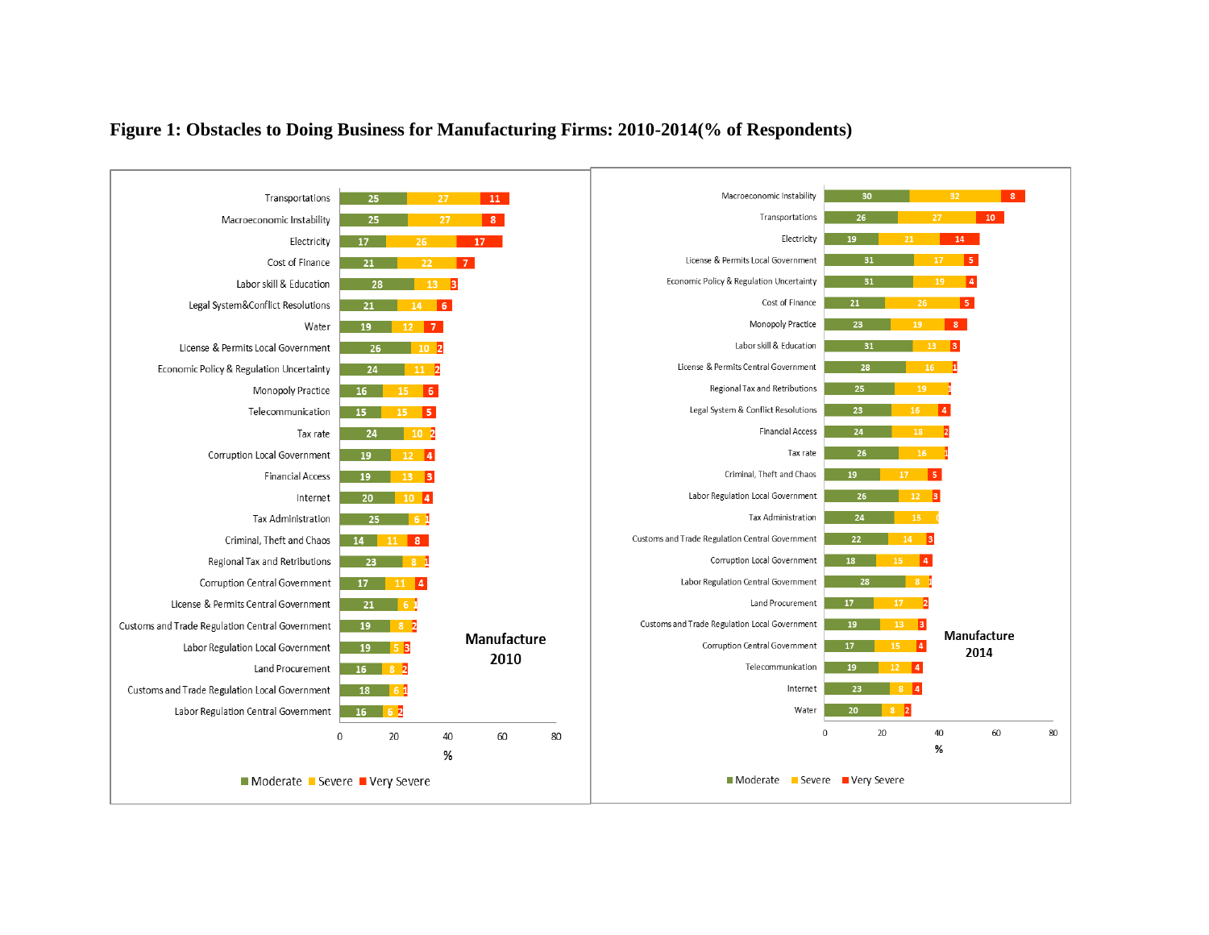**Figure 1: Obstacles to Doing Business for Manufacturing Firms: 2010-2014(% of Respondents)**

Manufacture 2010

Transportations 25 27 11
Macroeconomic Instability 25 27 8
Electricity 17 26 17
Cost of Finance 21 22 7
Labor skill & Education 28 13 3
Legal System&Conflict Resolutions 21 14 6
Water 19 12 7
License & Permits Local Government 26 10 2
Economic Policy & Regulation Uncertainty 24 11 2
Monopoly Practice 16 15 6
Telecommunication 15 15 5
Tax rate 24 10 2
Corruption Local Government 19 12 4
Financial Access 19 13 3
Internet 20 10 4
Tax Administration 25 6 1
Criminal, Theft and Chaos 14 11 8
Regional Tax and Retributions 23 8 1
Corruption Central Government 17 11 4
License & Permits Central Government 21 6 1
Customs and Trade Regulation Central Government 19 8 2
Labor Regulation Local Government 19 5 3
Land Procurement 16 8 2
Customs and Trade Regulation Local Government 18 6 1
Labor Regulation Central Government 16 6 2

0 20 40 60 80
%

Moderate Severe Very Severe

Manufacture 2014

Macroeconomic Instability 30 32 8
Transportations 26 27 10
Electricity 19 21 14
License & Permits Local Government 31 17 5
Economic Policy & Regulation Uncertainty 31 19 4
Cost of Finance 21 26 5
Monopoly Practice 23 19 8
Labor skill & Education 31 13 3
License & Permits Central Government 28 16 1
Regional Tax and Retributions 25 19 1
Legal System & Conflict Resolutions 23 16 4
Financial Access 24 18 2
Tax rate 26 16 1
Criminal, Theft and Chaos 19 17 5
Labor Regulation Local Government 26 12 3
Tax Administration 24 15 0
Customs and Trade Regulation Central Government 22 14 3
Corruption Local Government 18 15 4
Labor Regulation Central Government 28 8 1
Land Procurement 17 17 2
Customs and Trade Regulation Local Government 19 13 3
Corruption Central Government 17 15 4
Telecommunication 19 12 4
Internet 23 8 4
Water 20 8 2

0 20 40 60 80
%

Moderate Severe Very Severe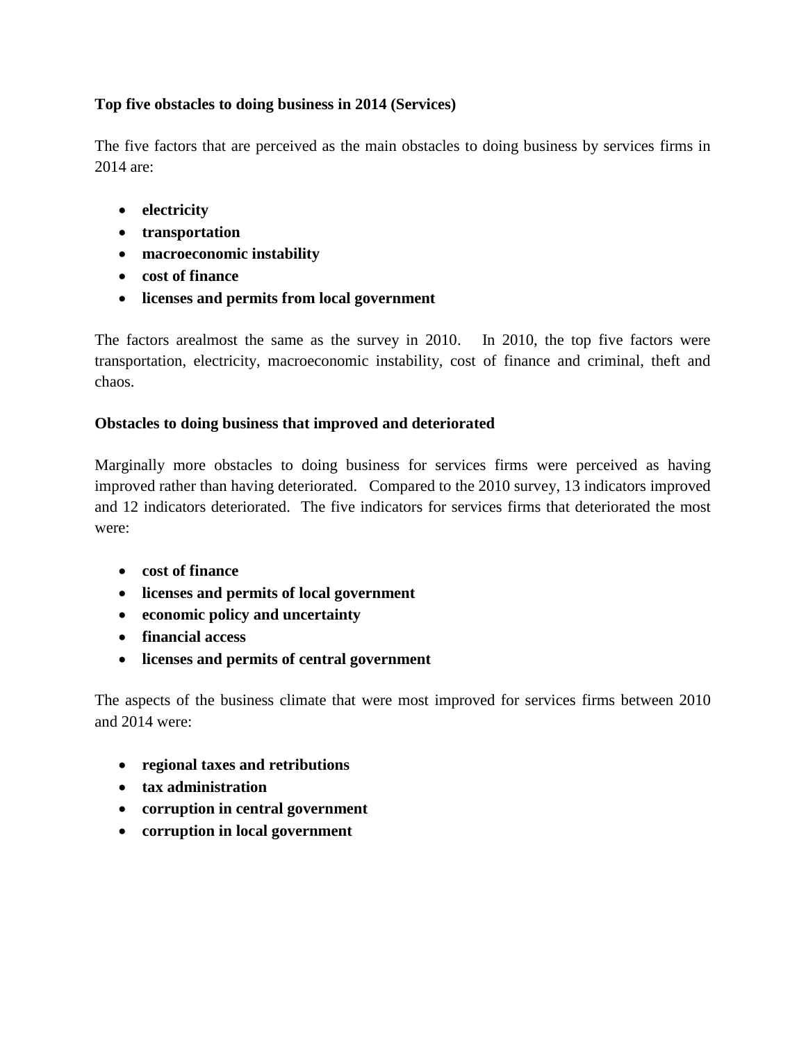**Top five obstacles to doing business in 2014 (Services)**

The five factors that are perceived as the main obstacles to doing business by services firms in 2014 are:

- **electricity**
- **transportation**
- **macroeconomic instability**
- **cost of finance**
- **licenses and permits from local government**

The factors arealmost the same as the survey in 2010. In 2010, the top five factors were transportation, electricity, macroeconomic instability, cost of finance and criminal, theft and chaos.

**Obstacles to doing business that improved and deteriorated**

Marginally more obstacles to doing business for services firms were perceived as having improved rather than having deteriorated. Compared to the 2010 survey, 13 indicators improved and 12 indicators deteriorated. The five indicators for services firms that deteriorated the most were:

- **cost of finance**
- **licenses and permits of local government**
- **economic policy and uncertainty**
- **financial access**
- **licenses and permits of central government**

The aspects of the business climate that were most improved for services firms between 2010 and 2014 were:

- **regional taxes and retributions**
- **tax administration**
- **corruption in central government**
- **corruption in local government**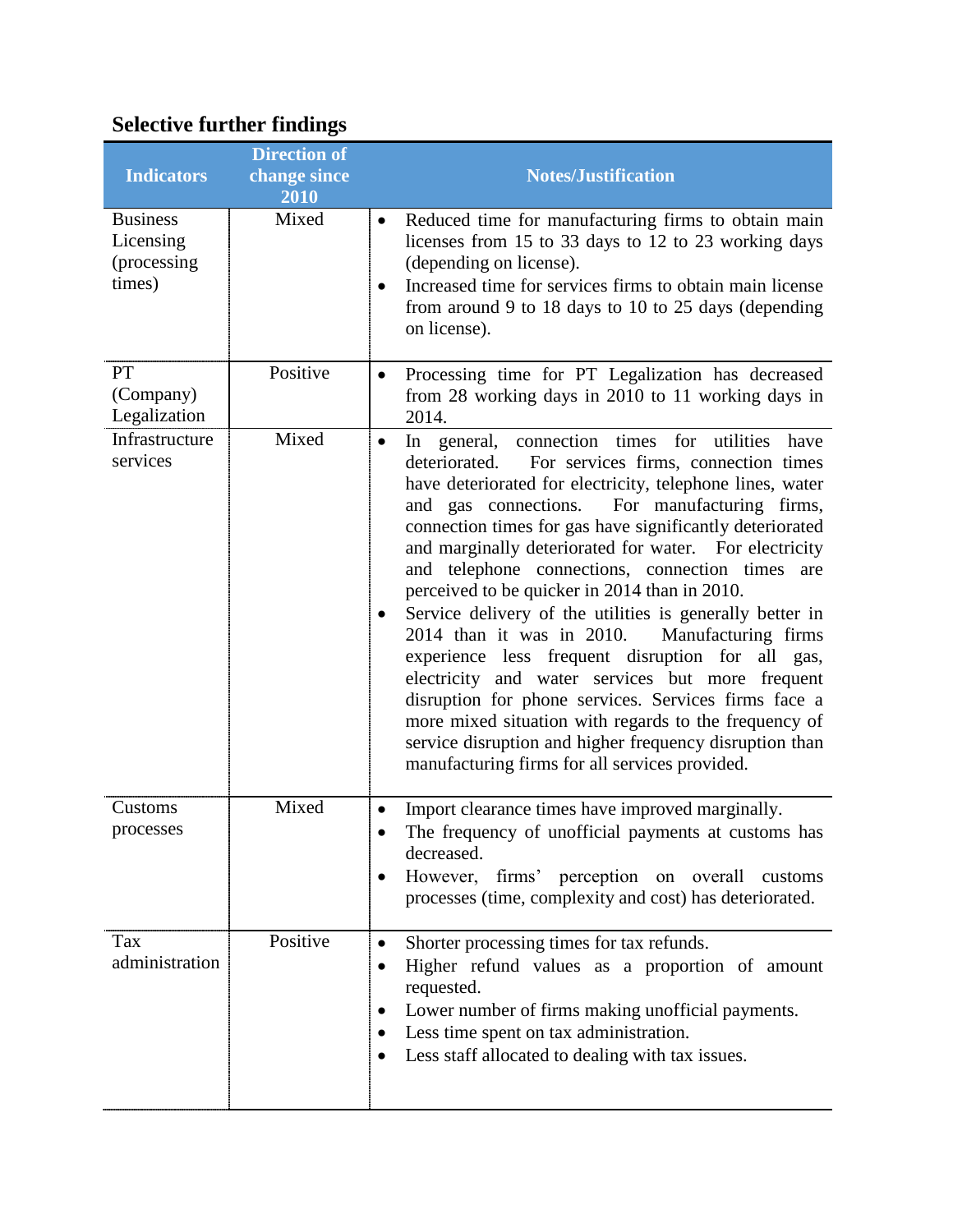## Selective further findings

| Indicators | Direction of change since 2010 | Notes/Justification |
|---|---|---|
| Business Licensing (processing times) | Mixed | • Reduced time for manufacturing firms to obtain main licenses from 15 to 33 days to 12 to 23 working days (depending on license).<br>• Increased time for services firms to obtain main license from around 9 to 18 days to 10 to 25 days (depending on license). |
| PT (Company) Legalization | Positive | • Processing time for PT Legalization has decreased from 28 working days in 2010 to 11 working days in 2014. |
| Infrastructure services | Mixed | • In general, connection times for utilities have deteriorated. For services firms, connection times have deteriorated for electricity, telephone lines, water and gas connections. For manufacturing firms, connection times for gas have significantly deteriorated and marginally deteriorated for water. For electricity and telephone connections, connection times are perceived to be quicker in 2014 than in 2010.<br>• Service delivery of the utilities is generally better in 2014 than it was in 2010. Manufacturing firms experience less frequent disruption for all gas, electricity and water services but more frequent disruption for phone services. Services firms face a more mixed situation with regards to the frequency of service disruption and higher frequency disruption than manufacturing firms for all services provided. |
| Customs processes | Mixed | • Import clearance times have improved marginally.<br>• The frequency of unofficial payments at customs has decreased.<br>• However, firms' perception on overall customs processes (time, complexity and cost) has deteriorated. |
| Tax administration | Positive | • Shorter processing times for tax refunds.<br>• Higher refund values as a proportion of amount requested.<br>• Lower number of firms making unofficial payments.<br>• Less time spent on tax administration.<br>• Less staff allocated to dealing with tax issues. |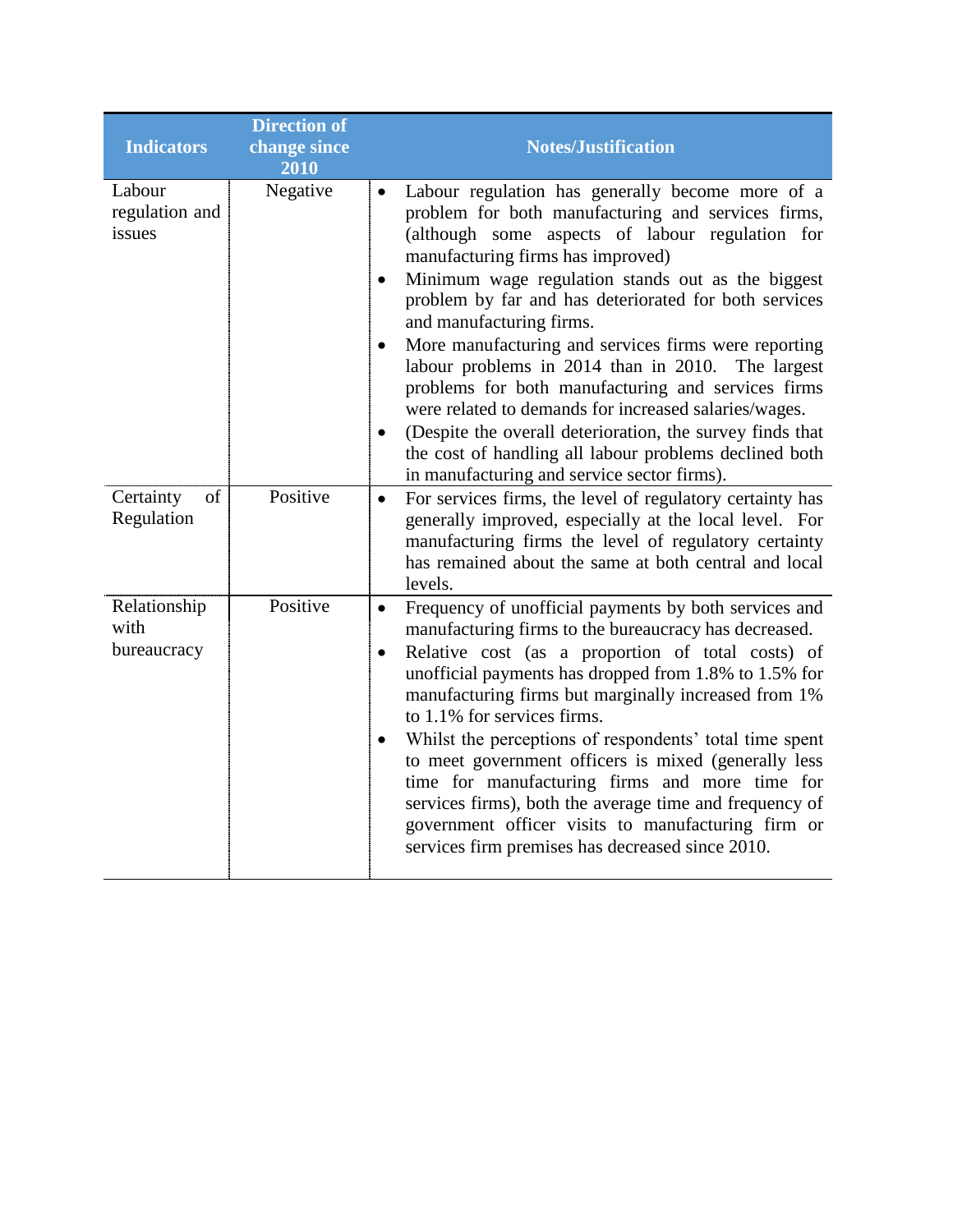| Indicators | Direction of change since 2010 | Notes/Justification |
|---|---|---|
| Labour regulation and issues | Negative | • Labour regulation has generally become more of a problem for both manufacturing and services firms, (although some aspects of labour regulation for manufacturing firms has improved)<br>• Minimum wage regulation stands out as the biggest problem by far and has deteriorated for both services and manufacturing firms.<br>• More manufacturing and services firms were reporting labour problems in 2014 than in 2010. The largest problems for both manufacturing and services firms were related to demands for increased salaries/wages.<br>• (Despite the overall deterioration, the survey finds that the cost of handling all labour problems declined both in manufacturing and service sector firms). |
| Certainty of Regulation | Positive | • For services firms, the level of regulatory certainty has generally improved, especially at the local level. For manufacturing firms the level of regulatory certainty has remained about the same at both central and local levels. |
| Relationship with bureaucracy | Positive | • Frequency of unofficial payments by both services and manufacturing firms to the bureaucracy has decreased.<br>• Relative cost (as a proportion of total costs) of unofficial payments has dropped from 1.8% to 1.5% for manufacturing firms but marginally increased from 1% to 1.1% for services firms.<br>• Whilst the perceptions of respondents' total time spent to meet government officers is mixed (generally less time for manufacturing firms and more time for services firms), both the average time and frequency of government officer visits to manufacturing firm or services firm premises has decreased since 2010. |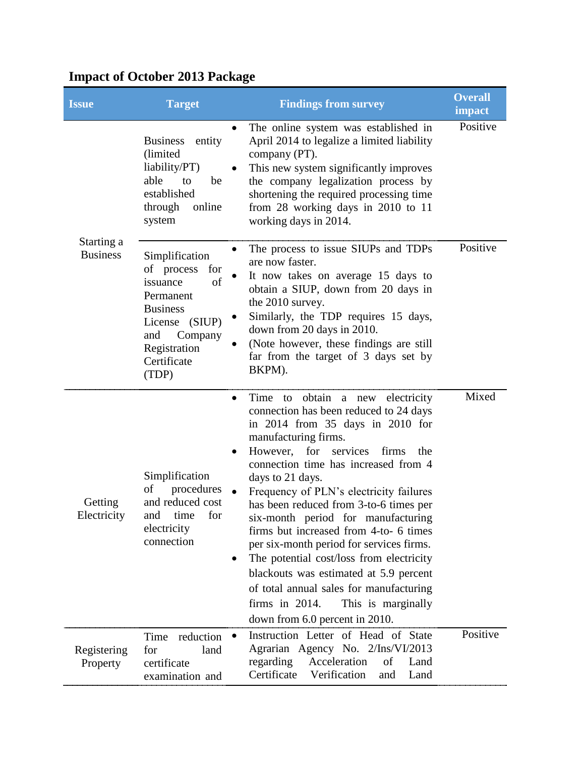**Impact of October 2013 Package**

| Issue | Target | Findings from survey | Overall impact |
|---|---|---|---|
| Starting a Business | Business entity (limited liability/PT) able to be established through online system | • The online system was established in April 2014 to legalize a limited liability company (PT).<br>• This new system significantly improves the company legalization process by shortening the required processing time from 28 working days in 2010 to 11 working days in 2014. | Positive |
| | Simplification of process for issuance of Permanent Business License (SIUP) and Company Registration Certificate (TDP) | • The process to issue SIUPs and TDPs are now faster.<br>• It now takes on average 15 days to obtain a SIUP, down from 20 days in the 2010 survey.<br>• Similarly, the TDP requires 15 days, down from 20 days in 2010.<br>• (Note however, these findings are still far from the target of 3 days set by BKPM). | Positive |
| Getting Electricity | Simplification of procedures and reduced cost and time for electricity connection | • Time to obtain a new electricity connection has been reduced to 24 days in 2014 from 35 days in 2010 for manufacturing firms.<br>• However, for services firms the connection time has increased from 4 days to 21 days.<br>• Frequency of PLN's electricity failures has been reduced from 3-to-6 times per six-month period for manufacturing firms but increased from 4-to- 6 times per six-month period for services firms.<br>• The potential cost/loss from electricity blackouts was estimated at 5.9 percent of total annual sales for manufacturing firms in 2014. This is marginally down from 6.0 percent in 2010. | Mixed |
| Registering Property | Time reduction for land certificate examination and | • Instruction Letter of Head of State Agrarian Agency No. 2/Ins/VI/2013 regarding Acceleration of Land Certificate Verification and Land | Positive |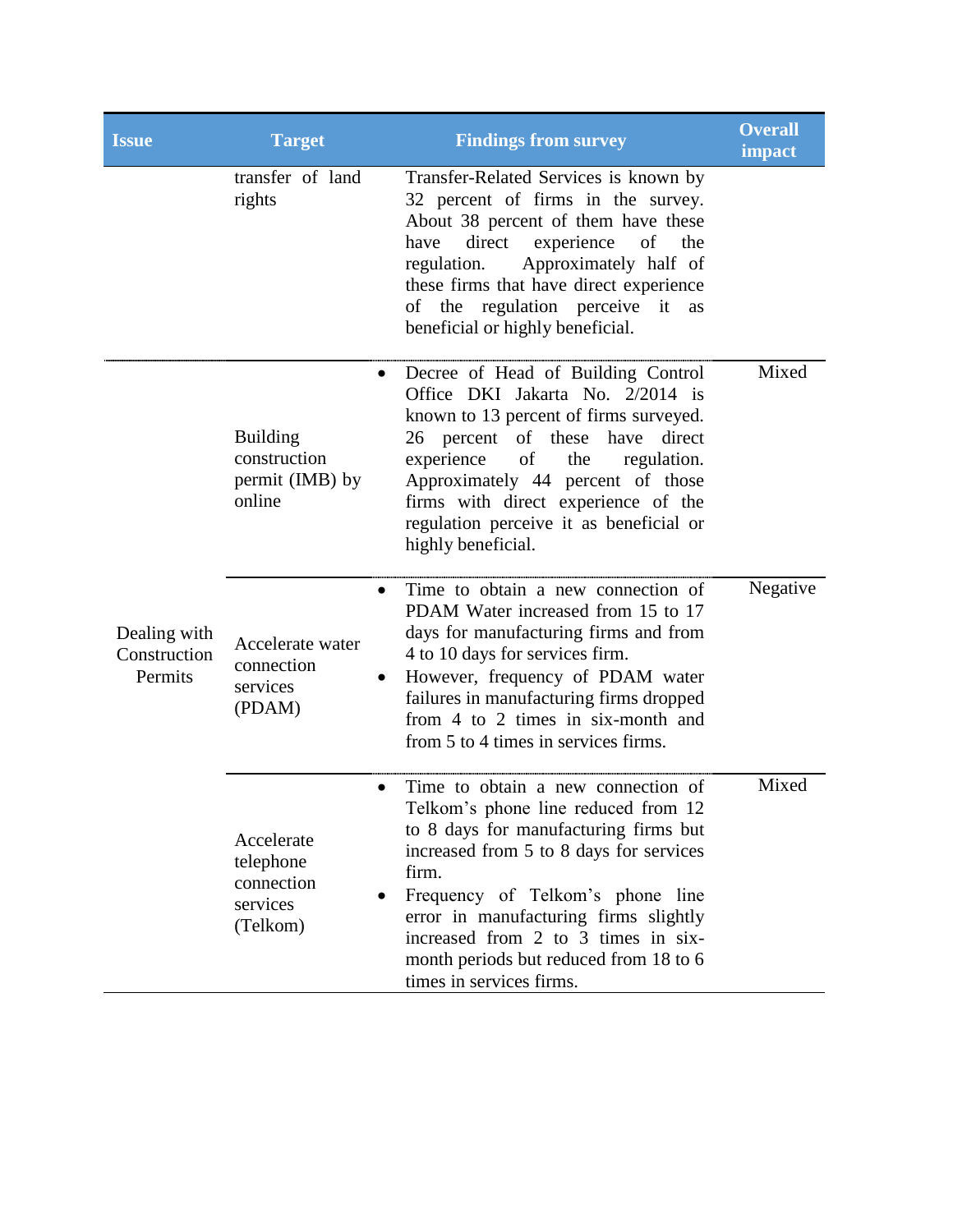| Issue | Target | Findings from survey | Overall impact |
|---|---|---|---|
| | transfer of land rights | Transfer-Related Services is known by 32 percent of firms in the survey. About 38 percent of them have these have direct experience of the regulation. Approximately half of these firms that have direct experience of the regulation perceive it as beneficial or highly beneficial. | |
| Dealing with Construction Permits | Building construction permit (IMB) by online | • Decree of Head of Building Control Office DKI Jakarta No. 2/2014 is known to 13 percent of firms surveyed. 26 percent of these have direct experience of the regulation. Approximately 44 percent of those firms with direct experience of the regulation perceive it as beneficial or highly beneficial. | Mixed |
| | Accelerate water connection services (PDAM) | • Time to obtain a new connection of PDAM Water increased from 15 to 17 days for manufacturing firms and from 4 to 10 days for services firm. <br> • However, frequency of PDAM water failures in manufacturing firms dropped from 4 to 2 times in six-month and from 5 to 4 times in services firms. | Negative |
| | Accelerate telephone connection services (Telkom) | • Time to obtain a new connection of Telkom's phone line reduced from 12 to 8 days for manufacturing firms but increased from 5 to 8 days for services firm. <br> • Frequency of Telkom's phone line error in manufacturing firms slightly increased from 2 to 3 times in six-month periods but reduced from 18 to 6 times in services firms. | Mixed |